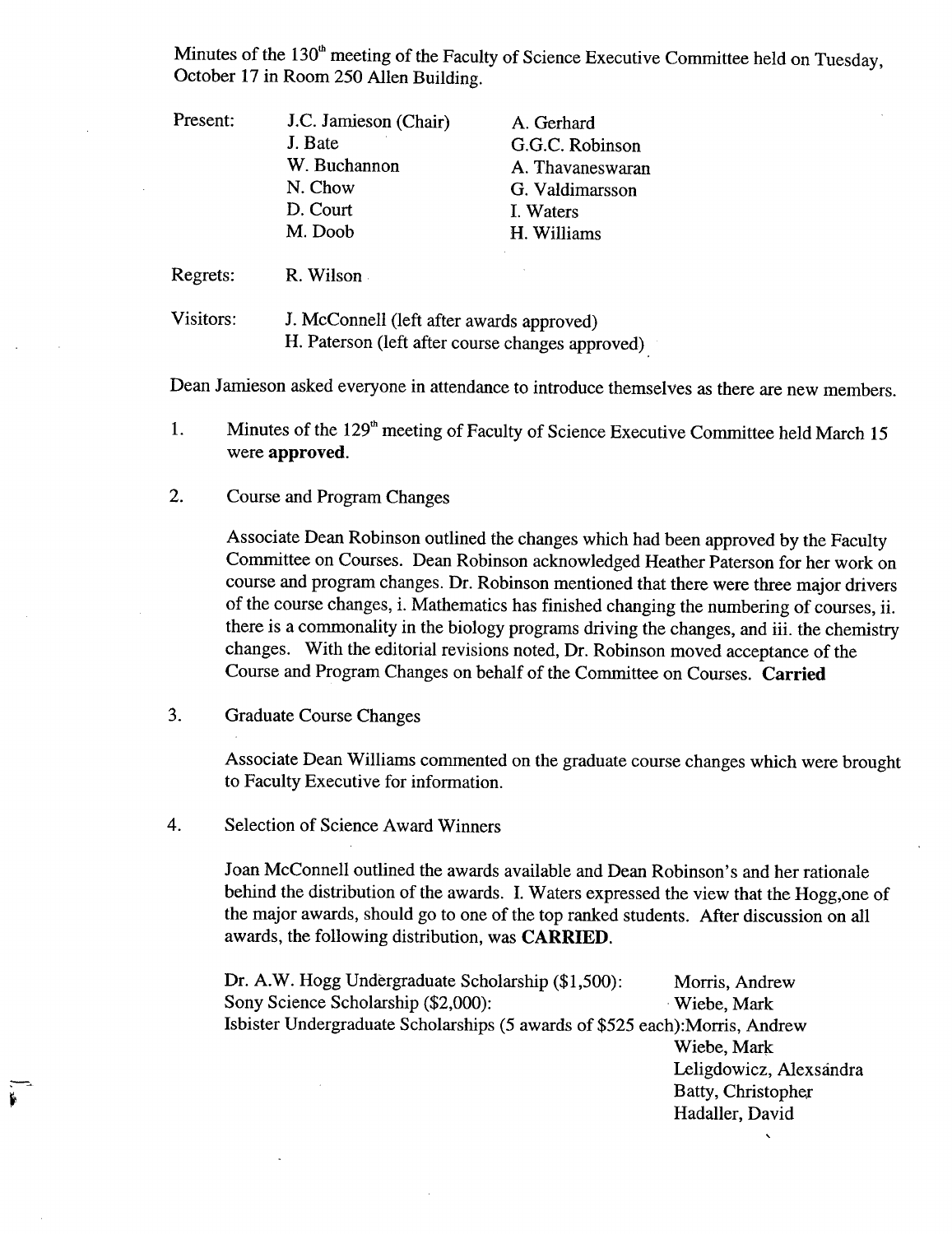Minutes of the 130th meeting of the Faculty of Science Executive Committee held on Tuesday, October 17 in Room 250 Allen Building.

| | | |
|---|---|---|
| Present: | J.C. Jamieson (Chair) | A. Gerhard |
| | J. Bate | G.G.C. Robinson |
| | W. Buchannon | A. Thavaneswaran |
| | N. Chow | G. Valdimarsson |
| | D. Court | I. Waters |
| | M. Doob | H. Williams |

Regrets: R. Wilson

Visitors: J. McConnell (left after awards approved)
H. Paterson (left after course changes approved)

Dean Jamieson asked everyone in attendance to introduce themselves as there are new members.

1. Minutes of the 129th meeting of Faculty of Science Executive Committee held March 15 were **approved**.

2. Course and Program Changes

   Associate Dean Robinson outlined the changes which had been approved by the Faculty Committee on Courses. Dean Robinson acknowledged Heather Paterson for her work on course and program changes. Dr. Robinson mentioned that there were three major drivers of the course changes, i. Mathematics has finished changing the numbering of courses, ii. there is a commonality in the biology programs driving the changes, and iii. the chemistry changes. With the editorial revisions noted, Dr. Robinson moved acceptance of the Course and Program Changes on behalf of the Committee on Courses. **Carried**

3. Graduate Course Changes

   Associate Dean Williams commented on the graduate course changes which were brought to Faculty Executive for information.

4. Selection of Science Award Winners

   Joan McConnell outlined the awards available and Dean Robinson's and her rationale behind the distribution of the awards. I. Waters expressed the view that the Hogg,one of the major awards, should go to one of the top ranked students. After discussion on all awards, the following distribution, was **CARRIED**.

   Dr. A.W. Hogg Undergraduate Scholarship ($1,500): Morris, Andrew
   Sony Science Scholarship ($2,000): Wiebe, Mark
   Isbister Undergraduate Scholarships (5 awards of $525 each): Morris, Andrew
   Wiebe, Mark
   Leligdowicz, Alexsándra
   Batty, Christopher
   Hadaller, David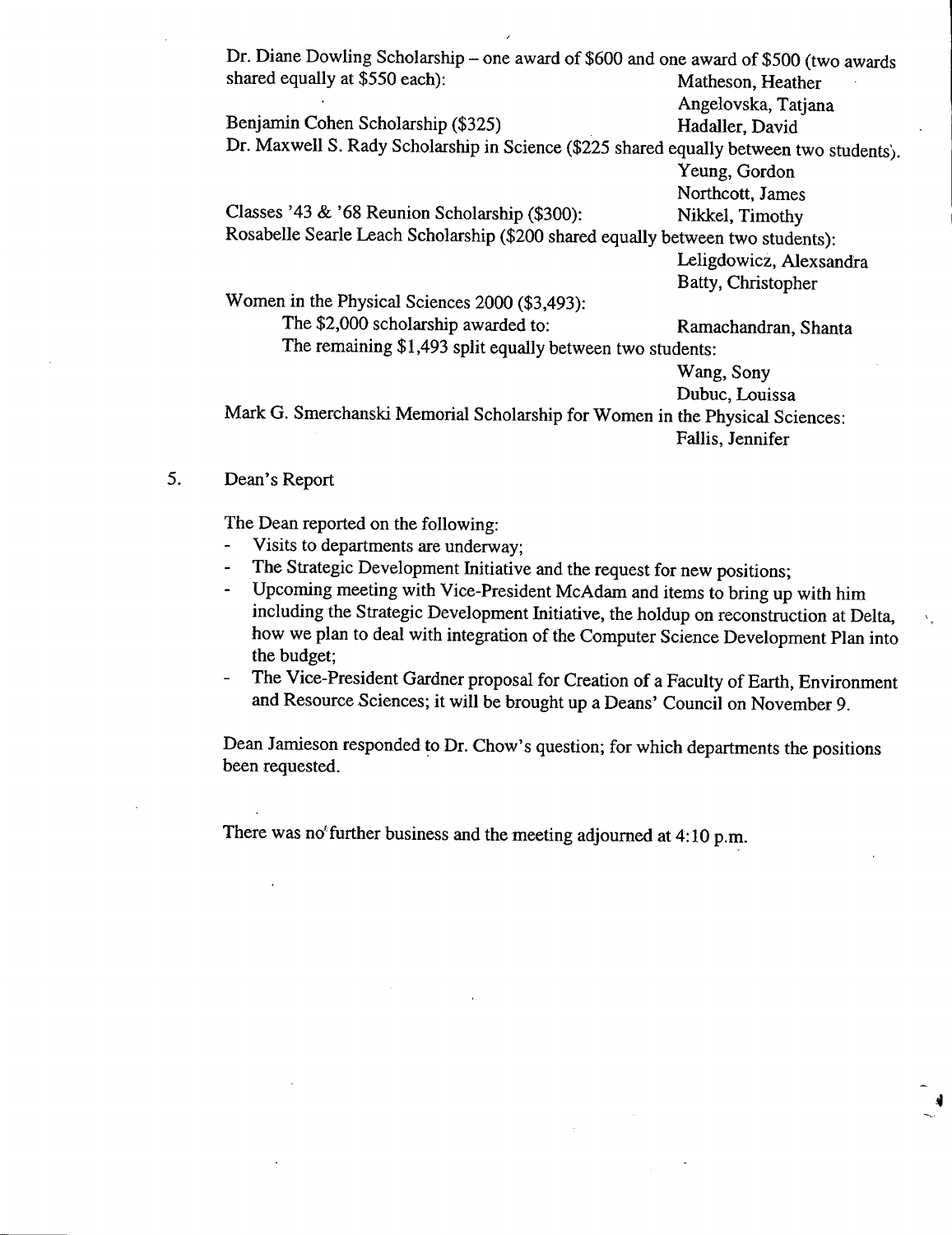Dr. Diane Dowling Scholarship – one award of $600 and one award of $500 (two awards shared equally at $550 each): Matheson, Heather
Angelovska, Tatjana

Benjamin Cohen Scholarship ($325) Hadaller, David

Dr. Maxwell S. Rady Scholarship in Science ($225 shared equally between two students).
Yeung, Gordon
Northcott, James

Classes '43 & '68 Reunion Scholarship ($300): Nikkel, Timothy

Rosabelle Searle Leach Scholarship ($200 shared equally between two students):
Leligdowicz, Alexsandra
Batty, Christopher

Women in the Physical Sciences 2000 ($3,493):

The $2,000 scholarship awarded to: Ramachandran, Shanta

The remaining $1,493 split equally between two students:
Wang, Sony
Dubuc, Louissa

Mark G. Smerchanski Memorial Scholarship for Women in the Physical Sciences:
Fallis, Jennifer

5. Dean's Report

The Dean reported on the following:

- Visits to departments are underway;
- The Strategic Development Initiative and the request for new positions;
- Upcoming meeting with Vice-President McAdam and items to bring up with him including the Strategic Development Initiative, the holdup on reconstruction at Delta, how we plan to deal with integration of the Computer Science Development Plan into the budget;
- The Vice-President Gardner proposal for Creation of a Faculty of Earth, Environment and Resource Sciences; it will be brought up a Deans' Council on November 9.

Dean Jamieson responded to Dr. Chow's question; for which departments the positions been requested.

There was no further business and the meeting adjourned at 4:10 p.m.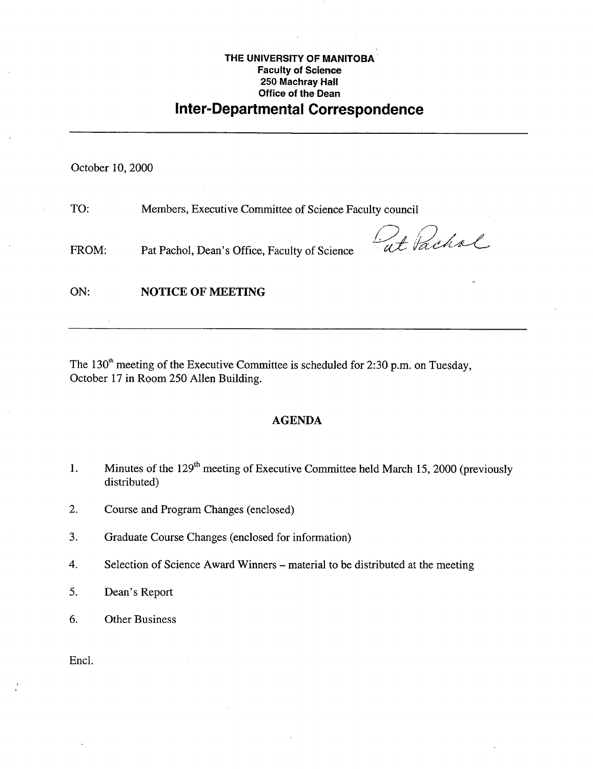**THE UNIVERSITY OF MANITOBA**
**Faculty of Science**
**250 Machray Hall**
**Office of the Dean**

# Inter-Departmental Correspondence

---

October 10, 2000

TO: Members, Executive Committee of Science Faculty council

FROM: Pat Pachol, Dean's Office, Faculty of Science *Pat Pachol*

ON: **NOTICE OF MEETING**

---

The 130th meeting of the Executive Committee is scheduled for 2:30 p.m. on Tuesday, October 17 in Room 250 Allen Building.

## AGENDA

1. Minutes of the 129th meeting of Executive Committee held March 15, 2000 (previously distributed)
2. Course and Program Changes (enclosed)
3. Graduate Course Changes (enclosed for information)
4. Selection of Science Award Winners – material to be distributed at the meeting
5. Dean's Report
6. Other Business

Encl.